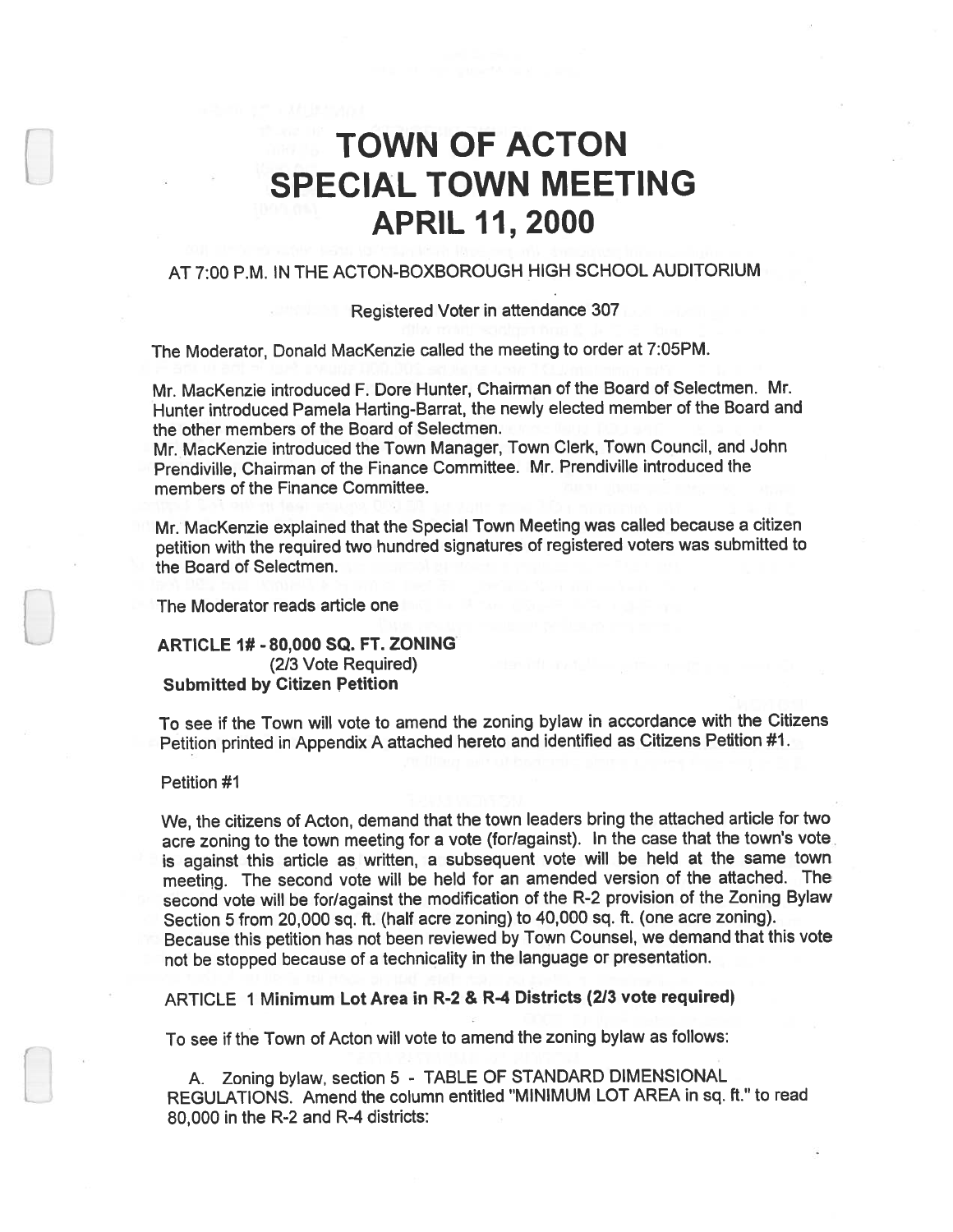# TOWN OF ACTON
# SPECIAL TOWN MEETING
# APRIL 11, 2000

AT 7:00 P.M. IN THE ACTON-BOXBOROUGH HIGH SCHOOL AUDITORIUM

Registered Voter in attendance 307

The Moderator, Donald MacKenzie called the meeting to order at 7:05PM.

Mr. MacKenzie introduced F. Dore Hunter, Chairman of the Board of Selectmen. Mr. Hunter introduced Pamela Harting-Barrat, the newly elected member of the Board and the other members of the Board of Selectmen.

Mr. MacKenzie introduced the Town Manager, Town Clerk, Town Council, and John Prendiville, Chairman of the Finance Committee. Mr. Prendiville introduced the members of the Finance Committee.

Mr. MacKenzie explained that the Special Town Meeting was called because a citizen petition with the required two hundred signatures of registered voters was submitted to the Board of Selectmen.

The Moderator reads article one

**ARTICLE 1# - 80,000 SQ. FT. ZONING**
(2/3 Vote Required)
**Submitted by Citizen Petition**

To see if the Town will vote to amend the zoning bylaw in accordance with the Citizens Petition printed in Appendix A attached hereto and identified as Citizens Petition #1.

Petition #1

We, the citizens of Acton, demand that the town leaders bring the attached article for two acre zoning to the town meeting for a vote (for/against). In the case that the town's vote is against this article as written, a subsequent vote will be held at the same town meeting. The second vote will be held for an amended version of the attached. The second vote will be for/against the modification of the R-2 provision of the Zoning Bylaw Section 5 from 20,000 sq. ft. (half acre zoning) to 40,000 sq. ft. (one acre zoning). Because this petition has not been reviewed by Town Counsel, we demand that this vote not be stopped because of a technicality in the language or presentation.

ARTICLE 1 **Minimum Lot Area in R-2 & R-4 Districts (2/3 vote required)**

To see if the Town of Acton will vote to amend the zoning bylaw as follows:

A. Zoning bylaw, section 5 - TABLE OF STANDARD DIMENSIONAL REGULATIONS. Amend the column entitled "MINIMUM LOT AREA in sq. ft." to read 80,000 in the R-2 and R-4 districts: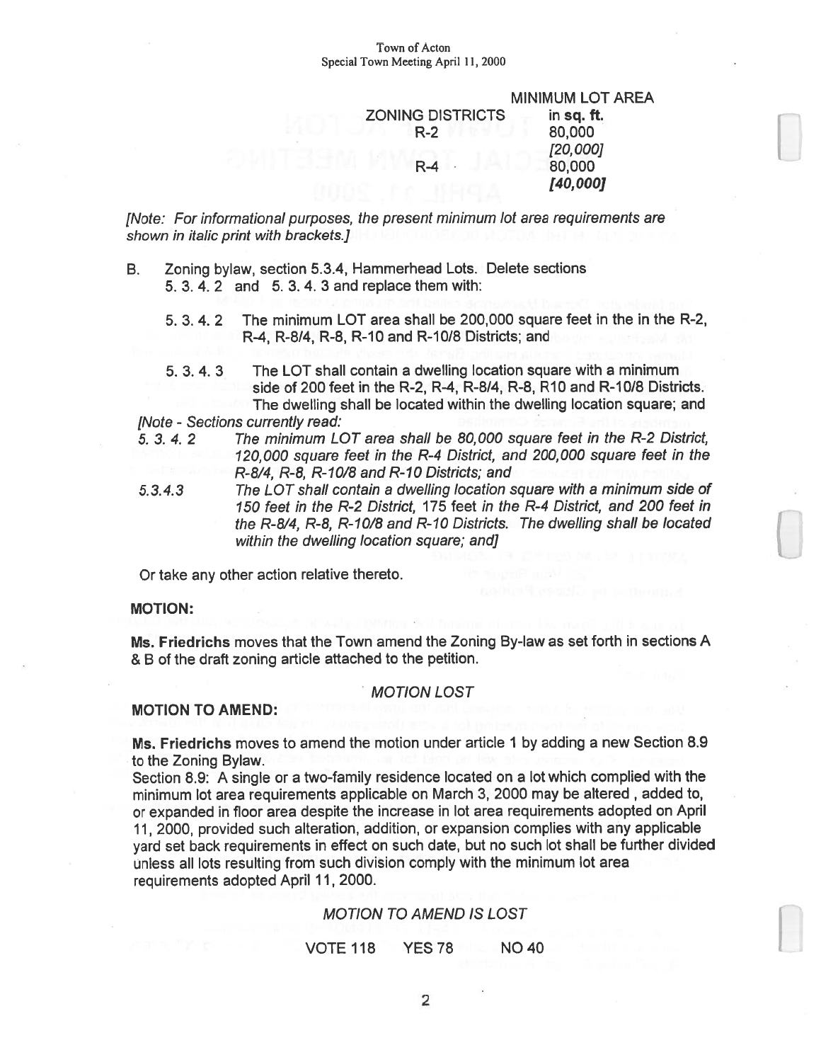| ZONING DISTRICTS | MINIMUM LOT AREA in sq. ft. |
|---|---|
| R-2 | 80,000 *[20,000]* |
| R-4 | 80,000 ***[40,000]*** |

*[Note: For informational purposes, the present minimum lot area requirements are shown in italic print with brackets.]*

B. Zoning bylaw, section 5.3.4, Hammerhead Lots. Delete sections 5. 3. 4. 2 and 5. 3. 4. 3 and replace them with:

5. 3. 4. 2 The minimum LOT area shall be 200,000 square feet in the in the R-2, R-4, R-8/4, R-8, R-10 and R-10/8 Districts; and

5. 3. 4. 3 The LOT shall contain a dwelling location square with a minimum side of 200 feet in the R-2, R-4, R-8/4, R-8, R10 and R-10/8 Districts. The dwelling shall be located within the dwelling location square; and

*[Note - Sections currently read:*

*5. 3. 4. 2 The minimum LOT area shall be 80,000 square feet in the R-2 District, 120,000 square feet in the R-4 District, and 200,000 square feet in the R-8/4, R-8, R-10/8 and R-10 Districts; and*

*5.3.4.3 The LOT shall contain a dwelling location square with a minimum side of 150 feet in the R-2 District, 175 feet in the R-4 District, and 200 feet in the R-8/4, R-8, R-10/8 and R-10 Districts. The dwelling shall be located within the dwelling location square; and]*

Or take any other action relative thereto.

**MOTION:**

**Ms. Friedrichs** moves that the Town amend the Zoning By-law as set forth in sections A & B of the draft zoning article attached to the petition.

*MOTION LOST*

**MOTION TO AMEND:**

**Ms. Friedrichs** moves to amend the motion under article 1 by adding a new Section 8.9 to the Zoning Bylaw.

Section 8.9: A single or a two-family residence located on a lot which complied with the minimum lot area requirements applicable on March 3, 2000 may be altered , added to, or expanded in floor area despite the increase in lot area requirements adopted on April 11, 2000, provided such alteration, addition, or expansion complies with any applicable yard set back requirements in effect on such date, but no such lot shall be further divided unless all lots resulting from such division comply with the minimum lot area requirements adopted April 11, 2000.

*MOTION TO AMEND IS LOST*

VOTE 118 YES 78 NO 40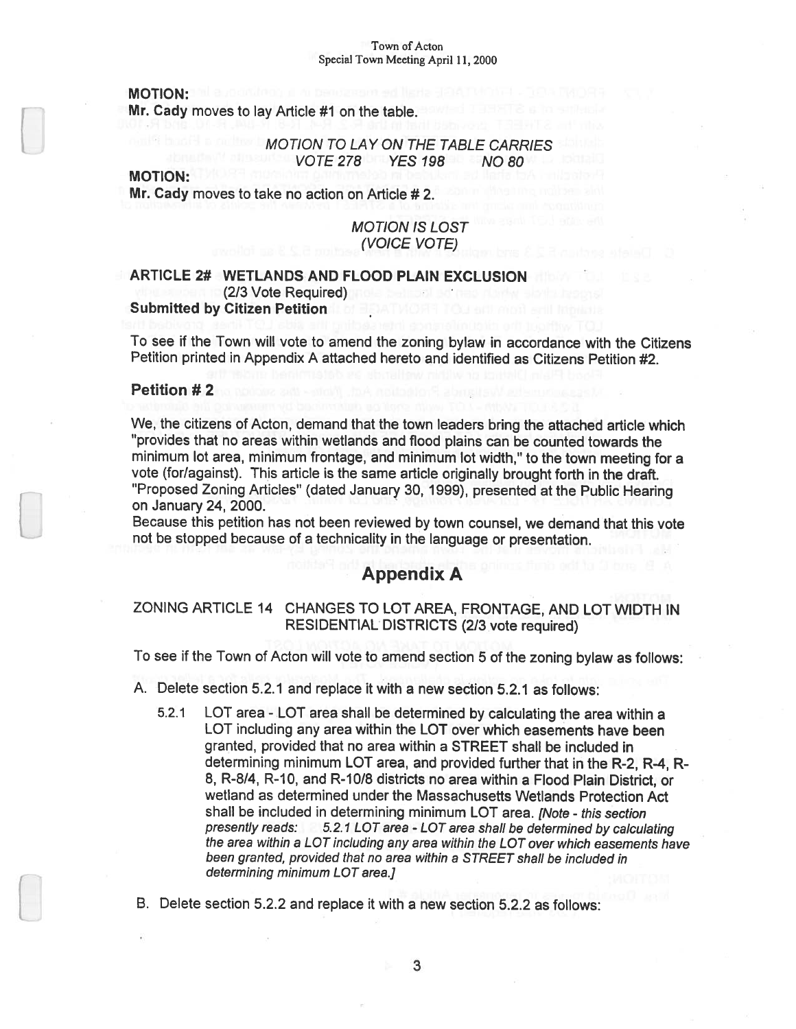**MOTION:**
**Mr. Cady** moves to lay Article #1 on the table.

*MOTION TO LAY ON THE TABLE CARRIES*
*VOTE 278 YES 198 NO 80*

**MOTION:**
**Mr. Cady** moves to take no action on Article # 2.

*MOTION IS LOST*
*(VOICE VOTE)*

**ARTICLE 2# WETLANDS AND FLOOD PLAIN EXCLUSION**
**(2/3 Vote Required)**
**Submitted by Citizen Petition**

To see if the Town will vote to amend the zoning bylaw in accordance with the Citizens Petition printed in Appendix A attached hereto and identified as Citizens Petition #2.

### Petition # 2

We, the citizens of Acton, demand that the town leaders bring the attached article which "provides that no areas within wetlands and flood plains can be counted towards the minimum lot area, minimum frontage, and minimum lot width," to the town meeting for a vote (for/against). This article is the same article originally brought forth in the draft. "Proposed Zoning Articles" (dated January 30, 1999), presented at the Public Hearing on January 24, 2000.
Because this petition has not been reviewed by town counsel, we demand that this vote not be stopped because of a technicality in the language or presentation.

## Appendix A

ZONING ARTICLE 14 CHANGES TO LOT AREA, FRONTAGE, AND LOT WIDTH IN RESIDENTIAL DISTRICTS (2/3 vote required)

To see if the Town of Acton will vote to amend section 5 of the zoning bylaw as follows:

A. Delete section 5.2.1 and replace it with a new section 5.2.1 as follows:

5.2.1 LOT area - LOT area shall be determined by calculating the area within a LOT including any area within the LOT over which easements have been granted, provided that no area within a STREET shall be included in determining minimum LOT area, and provided further that in the R-2, R-4, R-8, R-8/4, R-10, and R-10/8 districts no area within a Flood Plain District, or wetland as determined under the Massachusetts Wetlands Protection Act shall be included in determining minimum LOT area. *[Note - this section presently reads: 5.2.1 LOT area - LOT area shall be determined by calculating the area within a LOT including any area within the LOT over which easements have been granted, provided that no area within a STREET shall be included in determining minimum LOT area.]*

B. Delete section 5.2.2 and replace it with a new section 5.2.2 as follows: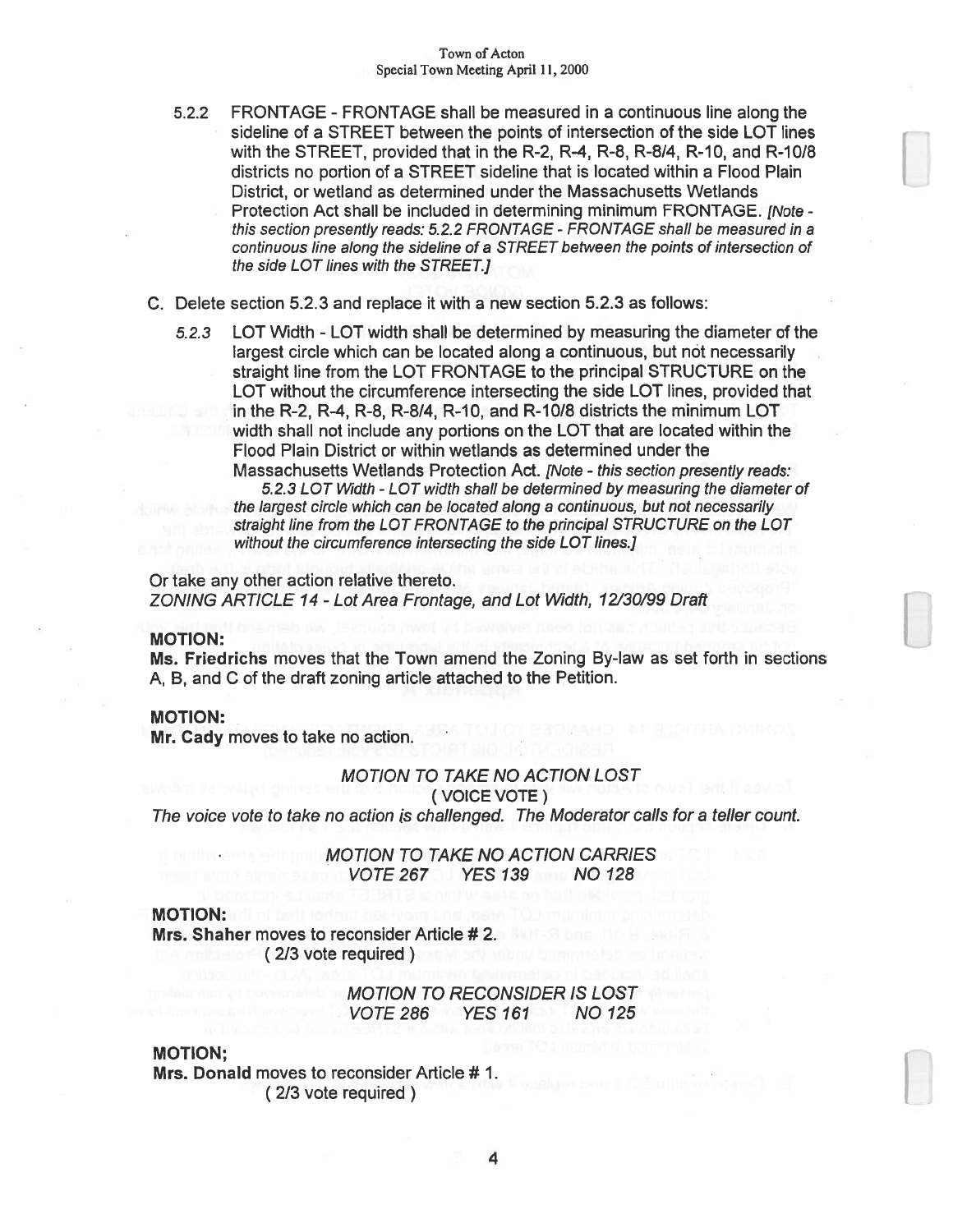5.2.2 FRONTAGE - FRONTAGE shall be measured in a continuous line along the sideline of a STREET between the points of intersection of the side LOT lines with the STREET, provided that in the R-2, R-4, R-8, R-8/4, R-10, and R-10/8 districts no portion of a STREET sideline that is located within a Flood Plain District, or wetland as determined under the Massachusetts Wetlands Protection Act shall be included in determining minimum FRONTAGE. *[Note - this section presently reads: 5.2.2 FRONTAGE - FRONTAGE shall be measured in a continuous line along the sideline of a STREET between the points of intersection of the side LOT lines with the STREET.]*

C. Delete section 5.2.3 and replace it with a new section 5.2.3 as follows:

*5.2.3* LOT Width - LOT width shall be determined by measuring the diameter of the largest circle which can be located along a continuous, but not necessarily straight line from the LOT FRONTAGE to the principal STRUCTURE on the LOT without the circumference intersecting the side LOT lines, provided that in the R-2, R-4, R-8, R-8/4, R-10, and R-10/8 districts the minimum LOT width shall not include any portions on the LOT that are located within the Flood Plain District or within wetlands as determined under the Massachusetts Wetlands Protection Act. *[Note - this section presently reads: 5.2.3 LOT Width - LOT width shall be determined by measuring the diameter of the largest circle which can be located along a continuous, but not necessarily straight line from the LOT FRONTAGE to the principal STRUCTURE on the LOT without the circumference intersecting the side LOT lines.]*

Or take any other action relative thereto.
*ZONING ARTICLE 14 - Lot Area Frontage, and Lot Width, 12/30/99 Draft*

**MOTION:**
**Ms. Friedrichs** moves that the Town amend the Zoning By-law as set forth in sections A, B, and C of the draft zoning article attached to the Petition.

**MOTION:**
**Mr. Cady** moves to take no action.

*MOTION TO TAKE NO ACTION LOST*
( VOICE VOTE )

*The voice vote to take no action is challenged. The Moderator calls for a teller count.*

*MOTION TO TAKE NO ACTION CARRIES*
*VOTE 267 YES 139 NO 128*

**MOTION:**
**Mrs. Shaher** moves to reconsider Article # 2.
( 2/3 vote required )

*MOTION TO RECONSIDER IS LOST*
*VOTE 286 YES 161 NO 125*

**MOTION;**
**Mrs. Donald** moves to reconsider Article # 1.
( 2/3 vote required )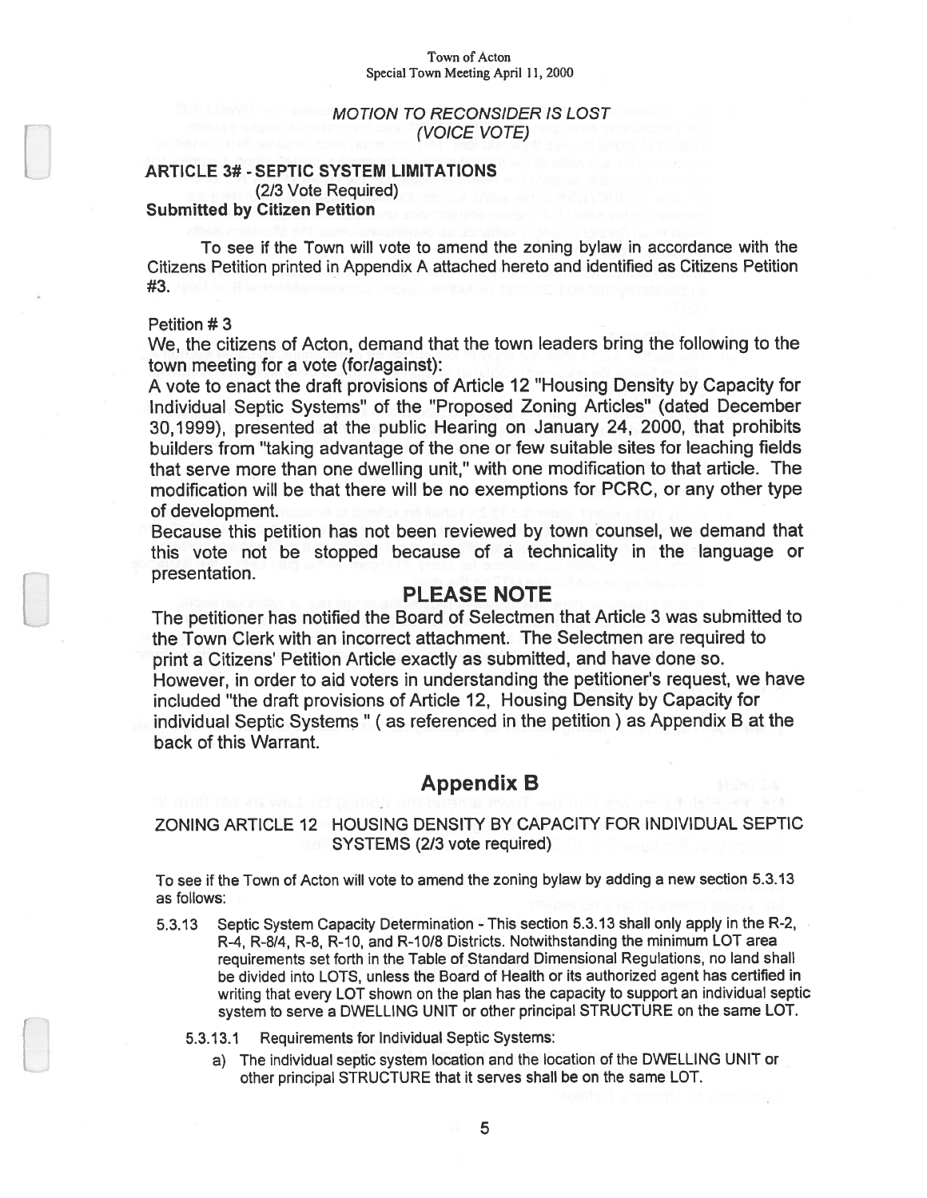*MOTION TO RECONSIDER IS LOST*
*(VOICE VOTE)*

**ARTICLE 3# - SEPTIC SYSTEM LIMITATIONS**
(2/3 Vote Required)
**Submitted by Citizen Petition**

To see if the Town will vote to amend the zoning bylaw in accordance with the Citizens Petition printed in Appendix A attached hereto and identified as Citizens Petition #3.

Petition # 3

We, the citizens of Acton, demand that the town leaders bring the following to the town meeting for a vote (for/against):

A vote to enact the draft provisions of Article 12 "Housing Density by Capacity for Individual Septic Systems" of the "Proposed Zoning Articles" (dated December 30,1999), presented at the public Hearing on January 24, 2000, that prohibits builders from "taking advantage of the one or few suitable sites for leaching fields that serve more than one dwelling unit," with one modification to that article. The modification will be that there will be no exemptions for PCRC, or any other type of development.

Because this petition has not been reviewed by town counsel, we demand that this vote not be stopped because of a technicality in the language or presentation.

## PLEASE NOTE

The petitioner has notified the Board of Selectmen that Article 3 was submitted to the Town Clerk with an incorrect attachment. The Selectmen are required to print a Citizens' Petition Article exactly as submitted, and have done so. However, in order to aid voters in understanding the petitioner's request, we have included "the draft provisions of Article 12, Housing Density by Capacity for individual Septic Systems " ( as referenced in the petition ) as Appendix B at the back of this Warrant.

## Appendix B

ZONING ARTICLE 12 HOUSING DENSITY BY CAPACITY FOR INDIVIDUAL SEPTIC SYSTEMS (2/3 vote required)

To see if the Town of Acton will vote to amend the zoning bylaw by adding a new section 5.3.13 as follows:

5.3.13 Septic System Capacity Determination - This section 5.3.13 shall only apply in the R-2, R-4, R-8/4, R-8, R-10, and R-10/8 Districts. Notwithstanding the minimum LOT area requirements set forth in the Table of Standard Dimensional Regulations, no land shall be divided into LOTS, unless the Board of Health or its authorized agent has certified in writing that every LOT shown on the plan has the capacity to support an individual septic system to serve a DWELLING UNIT or other principal STRUCTURE on the same LOT.

5.3.13.1 Requirements for Individual Septic Systems:

a) The individual septic system location and the location of the DWELLING UNIT or other principal STRUCTURE that it serves shall be on the same LOT.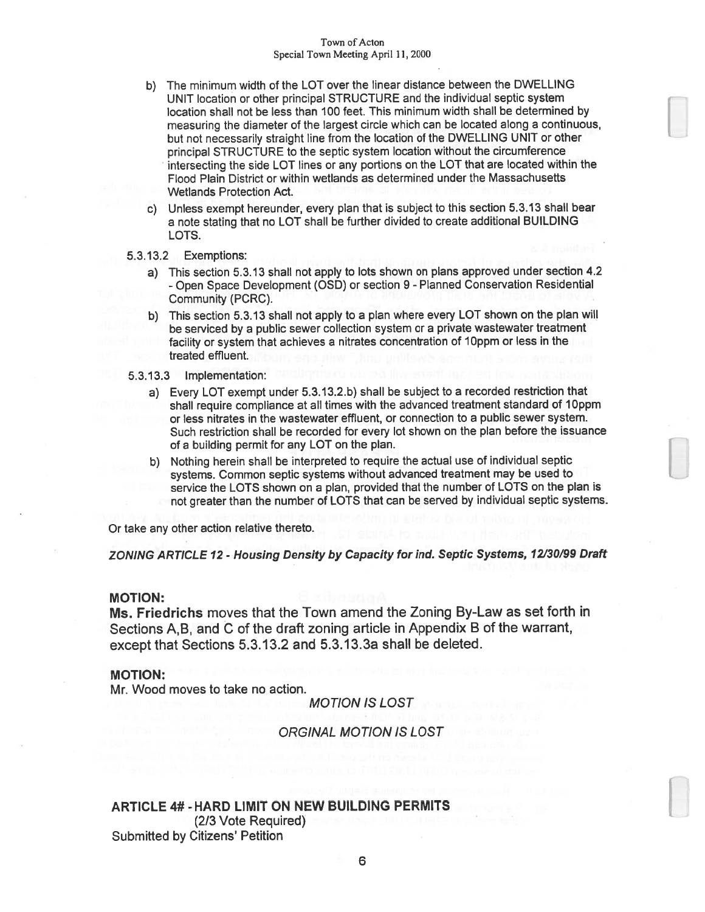b) The minimum width of the LOT over the linear distance between the DWELLING UNIT location or other principal STRUCTURE and the individual septic system location shall not be less than 100 feet. This minimum width shall be determined by measuring the diameter of the largest circle which can be located along a continuous, but not necessarily straight line from the location of the DWELLING UNIT or other principal STRUCTURE to the septic system location without the circumference intersecting the side LOT lines or any portions on the LOT that are located within the Flood Plain District or within wetlands as determined under the Massachusetts Wetlands Protection Act.

c) Unless exempt hereunder, every plan that is subject to this section 5.3.13 shall bear a note stating that no LOT shall be further divided to create additional BUILDING LOTS.

5.3.13.2 Exemptions:

a) This section 5.3.13 shall not apply to lots shown on plans approved under section 4.2 - Open Space Development (OSD) or section 9 - Planned Conservation Residential Community (PCRC).

b) This section 5.3.13 shall not apply to a plan where every LOT shown on the plan will be serviced by a public sewer collection system or a private wastewater treatment facility or system that achieves a nitrates concentration of 10ppm or less in the treated effluent.

5.3.13.3 Implementation:

a) Every LOT exempt under 5.3.13.2.b) shall be subject to a recorded restriction that shall require compliance at all times with the advanced treatment standard of 10ppm or less nitrates in the wastewater effluent, or connection to a public sewer system. Such restriction shall be recorded for every lot shown on the plan before the issuance of a building permit for any LOT on the plan.

b) Nothing herein shall be interpreted to require the actual use of individual septic systems. Common septic systems without advanced treatment may be used to service the LOTS shown on a plan, provided that the number of LOTS on the plan is not greater than the number of LOTS that can be served by individual septic systems.

Or take any other action relative thereto.

***ZONING ARTICLE 12 - Housing Density by Capacity for ind. Septic Systems, 12/30/99 Draft***

**MOTION:**

**Ms. Friedrichs** moves that the Town amend the Zoning By-Law as set forth in Sections A,B, and C of the draft zoning article in Appendix B of the warrant, except that Sections 5.3.13.2 and 5.3.13.3a shall be deleted.

**MOTION:**

Mr. Wood moves to take no action.

*MOTION IS LOST*

*ORGINAL MOTION IS LOST*

## ARTICLE 4# - HARD LIMIT ON NEW BUILDING PERMITS

(2/3 Vote Required)

Submitted by Citizens' Petition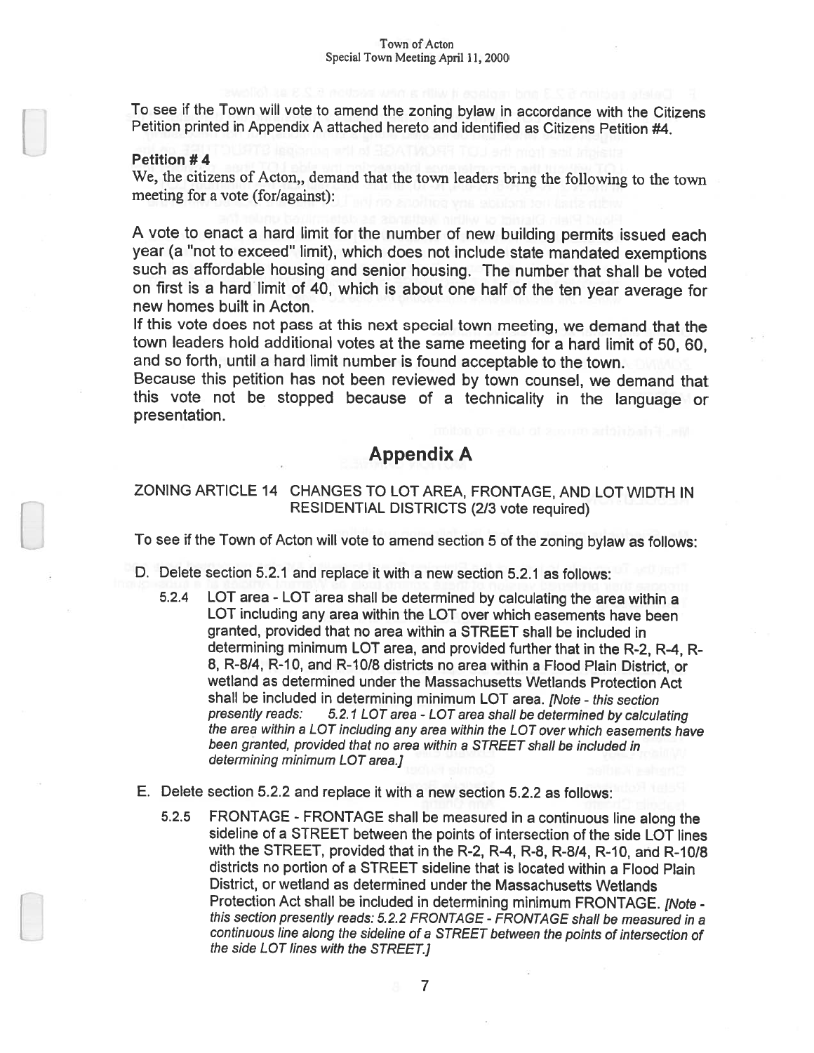To see if the Town will vote to amend the zoning bylaw in accordance with the Citizens Petition printed in Appendix A attached hereto and identified as Citizens Petition #4.

**Petition # 4**

We, the citizens of Acton,, demand that the town leaders bring the following to the town meeting for a vote (for/against):

A vote to enact a hard limit for the number of new building permits issued each year (a "not to exceed" limit), which does not include state mandated exemptions such as affordable housing and senior housing. The number that shall be voted on first is a hard limit of 40, which is about one half of the ten year average for new homes built in Acton.

If this vote does not pass at this next special town meeting, we demand that the town leaders hold additional votes at the same meeting for a hard limit of 50, 60, and so forth, until a hard limit number is found acceptable to the town.

Because this petition has not been reviewed by town counsel, we demand that this vote not be stopped because of a technicality in the language or presentation.

## Appendix A

ZONING ARTICLE 14 CHANGES TO LOT AREA, FRONTAGE, AND LOT WIDTH IN RESIDENTIAL DISTRICTS (2/3 vote required)

To see if the Town of Acton will vote to amend section 5 of the zoning bylaw as follows:

D. Delete section 5.2.1 and replace it with a new section 5.2.1 as follows:

5.2.4 LOT area - LOT area shall be determined by calculating the area within a LOT including any area within the LOT over which easements have been granted, provided that no area within a STREET shall be included in determining minimum LOT area, and provided further that in the R-2, R-4, R-8, R-8/4, R-10, and R-10/8 districts no area within a Flood Plain District, or wetland as determined under the Massachusetts Wetlands Protection Act shall be included in determining minimum LOT area. *[Note - this section presently reads: 5.2.1 LOT area - LOT area shall be determined by calculating the area within a LOT including any area within the LOT over which easements have been granted, provided that no area within a STREET shall be included in determining minimum LOT area.]*

E. Delete section 5.2.2 and replace it with a new section 5.2.2 as follows:

5.2.5 FRONTAGE - FRONTAGE shall be measured in a continuous line along the sideline of a STREET between the points of intersection of the side LOT lines with the STREET, provided that in the R-2, R-4, R-8, R-8/4, R-10, and R-10/8 districts no portion of a STREET sideline that is located within a Flood Plain District, or wetland as determined under the Massachusetts Wetlands Protection Act shall be included in determining minimum FRONTAGE. *[Note - this section presently reads: 5.2.2 FRONTAGE - FRONTAGE shall be measured in a continuous line along the sideline of a STREET between the points of intersection of the side LOT lines with the STREET.]*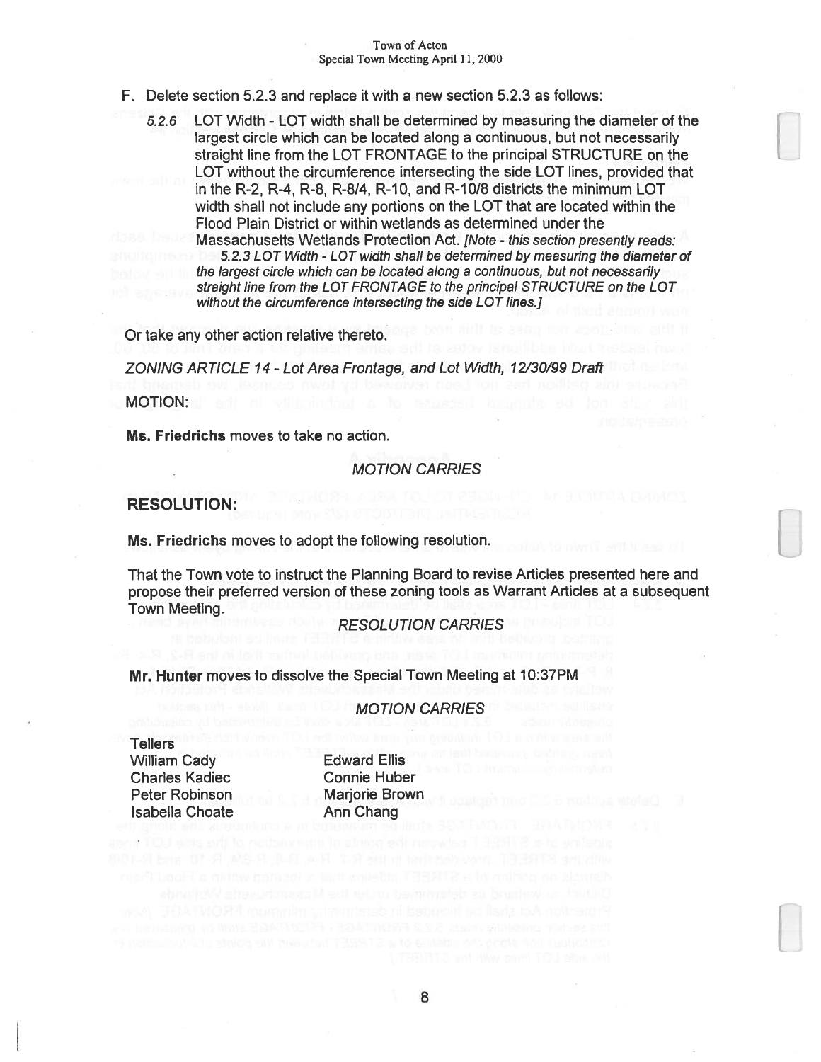F. Delete section 5.2.3 and replace it with a new section 5.2.3 as follows:

> 5.2.6 LOT Width - LOT width shall be determined by measuring the diameter of the largest circle which can be located along a continuous, but not necessarily straight line from the LOT FRONTAGE to the principal STRUCTURE on the LOT without the circumference intersecting the side LOT lines, provided that in the R-2, R-4, R-8, R-8/4, R-10, and R-10/8 districts the minimum LOT width shall not include any portions on the LOT that are located within the Flood Plain District or within wetlands as determined under the Massachusetts Wetlands Protection Act. *[Note - this section presently reads: 5.2.3 LOT Width - LOT width shall be determined by measuring the diameter of the largest circle which can be located along a continuous, but not necessarily straight line from the LOT FRONTAGE to the principal STRUCTURE on the LOT without the circumference intersecting the side LOT lines.]*

Or take any other action relative thereto.

*ZONING ARTICLE 14 - Lot Area Frontage, and Lot Width, 12/30/99 Draft*

MOTION:

**Ms. Friedrichs** moves to take no action.

*MOTION CARRIES*

## RESOLUTION:

**Ms. Friedrichs** moves to adopt the following resolution.

That the Town vote to instruct the Planning Board to revise Articles presented here and propose their preferred version of these zoning tools as Warrant Articles at a subsequent Town Meeting.

*RESOLUTION CARRIES*

**Mr. Hunter** moves to dissolve the Special Town Meeting at 10:37PM

*MOTION CARRIES*

Tellers

William Cady
Charles Kadiec
Peter Robinson
Isabella Choate
Edward Ellis
Connie Huber
Marjorie Brown
Ann Chang